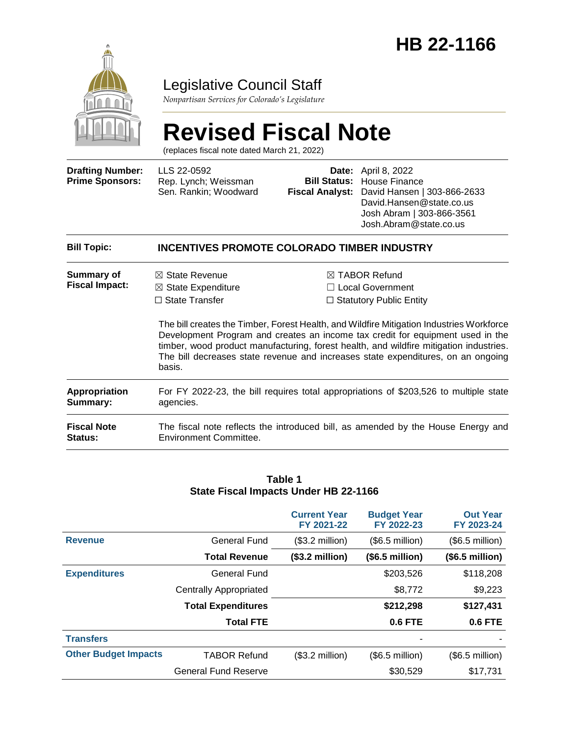# HB 22-1166

Legislative Council Staff

*Nonpartisan Services for Colorado's Legislature*

# Revised Fiscal Note

(replaces fiscal note dated March 21, 2022)

| | | | |
|---|---|---|---|
| **Drafting Number:** | LLS 22-0592 | **Date:** | April 8, 2022 |
| **Prime Sponsors:** | Rep. Lynch; Weissman<br>Sen. Rankin; Woodward | **Bill Status:** | House Finance |
| | | **Fiscal Analyst:** | David Hansen \| 303-866-2633<br>David.Hansen@state.co.us<br>Josh Abram \| 303-866-3561<br>Josh.Abram@state.co.us |

**Bill Topic:** **INCENTIVES PROMOTE COLORADO TIMBER INDUSTRY**

**Summary of Fiscal Impact:**

☒ State Revenue
☒ State Expenditure
☐ State Transfer
☒ TABOR Refund
☐ Local Government
☐ Statutory Public Entity

The bill creates the Timber, Forest Health, and Wildfire Mitigation Industries Workforce Development Program and creates an income tax credit for equipment used in the timber, wood product manufacturing, forest health, and wildfire mitigation industries. The bill decreases state revenue and increases state expenditures, on an ongoing basis.

**Appropriation Summary:** For FY 2022-23, the bill requires total appropriations of $203,526 to multiple state agencies.

**Fiscal Note Status:** The fiscal note reflects the introduced bill, as amended by the House Energy and Environment Committee.

**Table 1**
**State Fiscal Impacts Under HB 22-1166**

| | | Current Year FY 2021-22 | Budget Year FY 2022-23 | Out Year FY 2023-24 |
|---|---|---|---|---|
| **Revenue** | General Fund | ($3.2 million) | ($6.5 million) | ($6.5 million) |
| | **Total Revenue** | **($3.2 million)** | **($6.5 million)** | **($6.5 million)** |
| **Expenditures** | General Fund | | $203,526 | $118,208 |
| | Centrally Appropriated | | $8,772 | $9,223 |
| | **Total Expenditures** | | **$212,298** | **$127,431** |
| | **Total FTE** | | **0.6 FTE** | **0.6 FTE** |
| **Transfers** | | | - | - |
| **Other Budget Impacts** | TABOR Refund | ($3.2 million) | ($6.5 million) | ($6.5 million) |
| | General Fund Reserve | | $30,529 | $17,731 |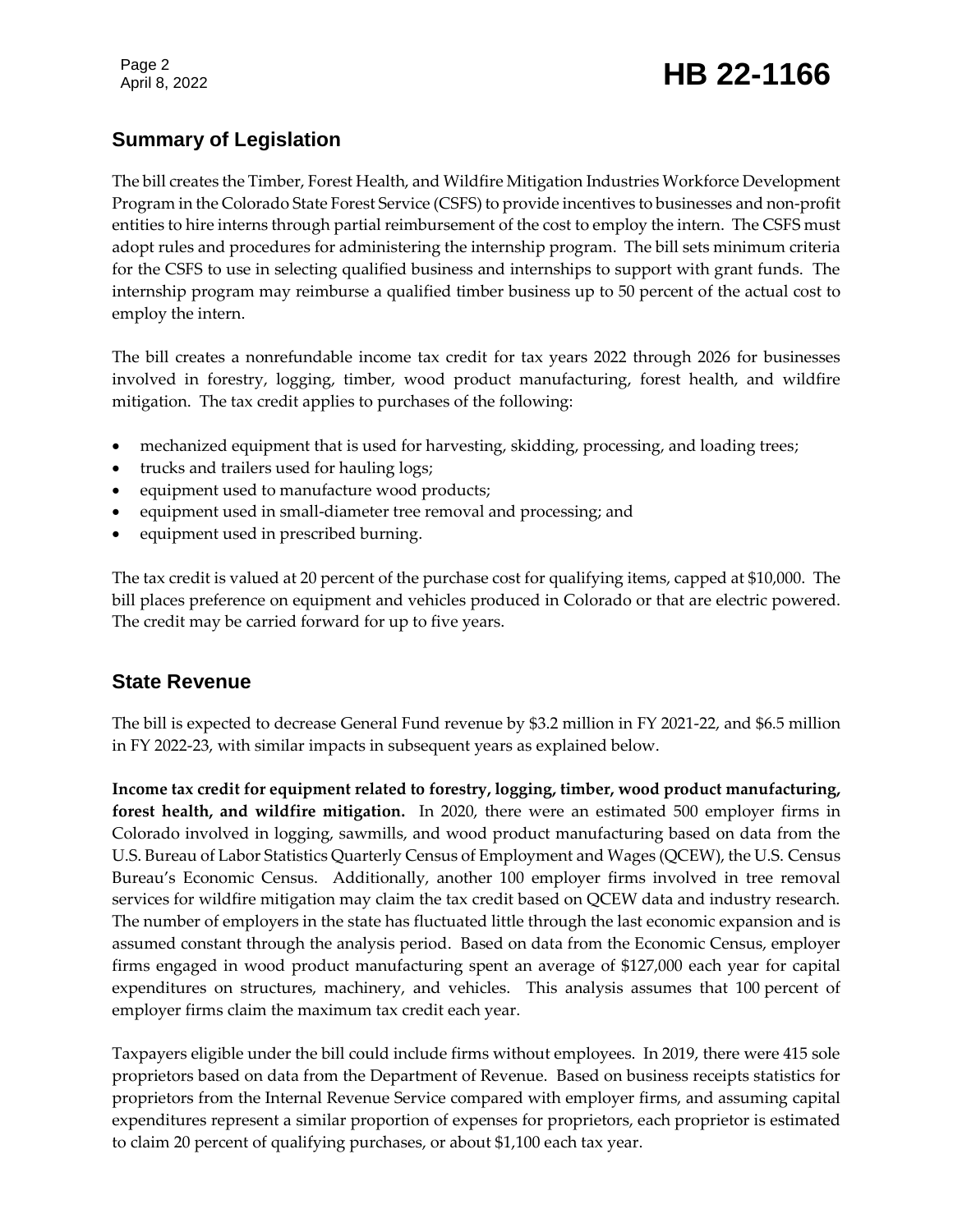## Summary of Legislation

The bill creates the Timber, Forest Health, and Wildfire Mitigation Industries Workforce Development Program in the Colorado State Forest Service (CSFS) to provide incentives to businesses and non-profit entities to hire interns through partial reimbursement of the cost to employ the intern. The CSFS must adopt rules and procedures for administering the internship program. The bill sets minimum criteria for the CSFS to use in selecting qualified business and internships to support with grant funds. The internship program may reimburse a qualified timber business up to 50 percent of the actual cost to employ the intern.

The bill creates a nonrefundable income tax credit for tax years 2022 through 2026 for businesses involved in forestry, logging, timber, wood product manufacturing, forest health, and wildfire mitigation. The tax credit applies to purchases of the following:

- mechanized equipment that is used for harvesting, skidding, processing, and loading trees;
- trucks and trailers used for hauling logs;
- equipment used to manufacture wood products;
- equipment used in small-diameter tree removal and processing; and
- equipment used in prescribed burning.

The tax credit is valued at 20 percent of the purchase cost for qualifying items, capped at $10,000. The bill places preference on equipment and vehicles produced in Colorado or that are electric powered. The credit may be carried forward for up to five years.

## State Revenue

The bill is expected to decrease General Fund revenue by $3.2 million in FY 2021-22, and $6.5 million in FY 2022-23, with similar impacts in subsequent years as explained below.

**Income tax credit for equipment related to forestry, logging, timber, wood product manufacturing, forest health, and wildfire mitigation.** In 2020, there were an estimated 500 employer firms in Colorado involved in logging, sawmills, and wood product manufacturing based on data from the U.S. Bureau of Labor Statistics Quarterly Census of Employment and Wages (QCEW), the U.S. Census Bureau's Economic Census. Additionally, another 100 employer firms involved in tree removal services for wildfire mitigation may claim the tax credit based on QCEW data and industry research. The number of employers in the state has fluctuated little through the last economic expansion and is assumed constant through the analysis period. Based on data from the Economic Census, employer firms engaged in wood product manufacturing spent an average of $127,000 each year for capital expenditures on structures, machinery, and vehicles. This analysis assumes that 100 percent of employer firms claim the maximum tax credit each year.

Taxpayers eligible under the bill could include firms without employees. In 2019, there were 415 sole proprietors based on data from the Department of Revenue. Based on business receipts statistics for proprietors from the Internal Revenue Service compared with employer firms, and assuming capital expenditures represent a similar proportion of expenses for proprietors, each proprietor is estimated to claim 20 percent of qualifying purchases, or about $1,100 each tax year.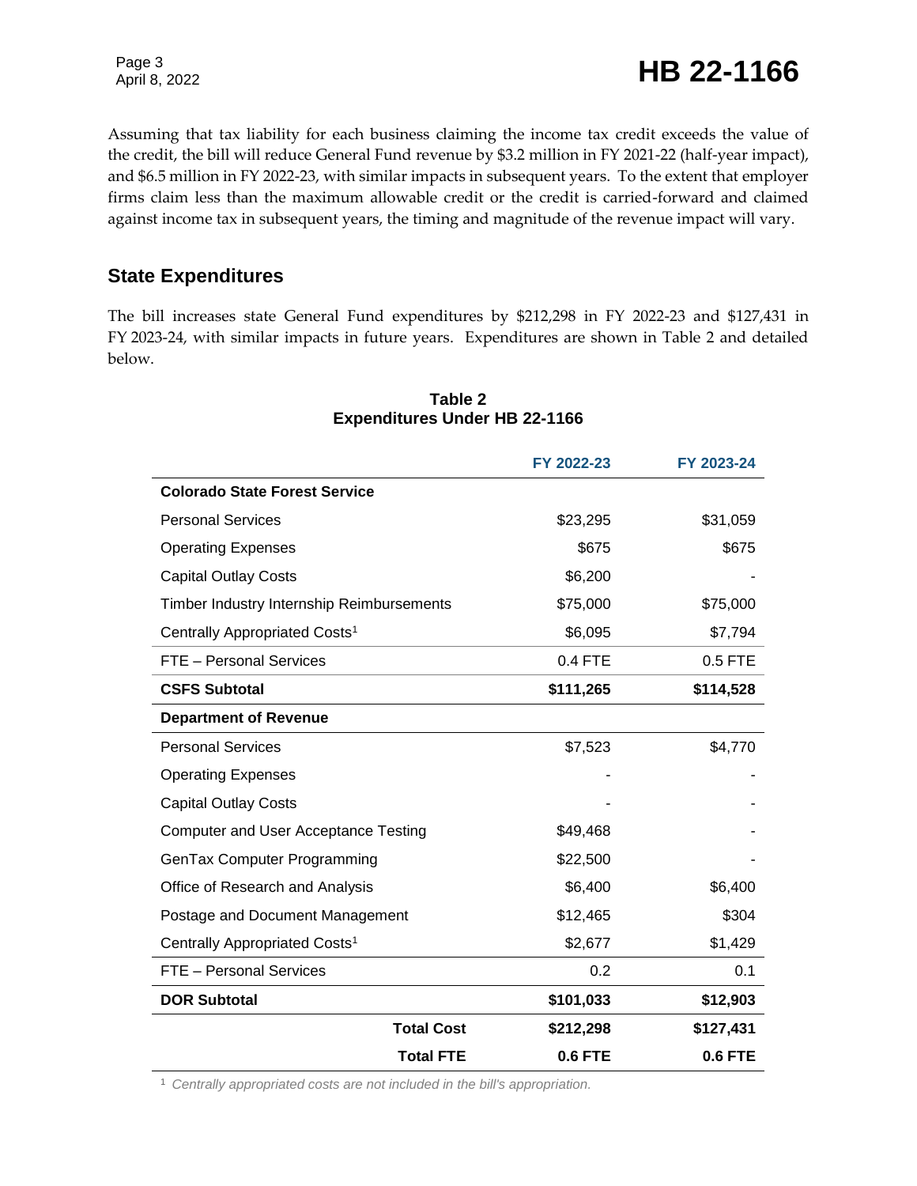Assuming that tax liability for each business claiming the income tax credit exceeds the value of the credit, the bill will reduce General Fund revenue by $3.2 million in FY 2021-22 (half-year impact), and $6.5 million in FY 2022-23, with similar impacts in subsequent years. To the extent that employer firms claim less than the maximum allowable credit or the credit is carried-forward and claimed against income tax in subsequent years, the timing and magnitude of the revenue impact will vary.

## State Expenditures

The bill increases state General Fund expenditures by $212,298 in FY 2022-23 and $127,431 in FY 2023-24, with similar impacts in future years. Expenditures are shown in Table 2 and detailed below.

**Table 2**
**Expenditures Under HB 22-1166**

| | FY 2022-23 | FY 2023-24 |
|---|---|---|
| **Colorado State Forest Service** | | |
| Personal Services | $23,295 | $31,059 |
| Operating Expenses | $675 | $675 |
| Capital Outlay Costs | $6,200 | - |
| Timber Industry Internship Reimbursements | $75,000 | $75,000 |
| Centrally Appropriated Costs[1] | $6,095 | $7,794 |
| FTE – Personal Services | 0.4 FTE | 0.5 FTE |
| **CSFS Subtotal** | **$111,265** | **$114,528** |
| **Department of Revenue** | | |
| Personal Services | $7,523 | $4,770 |
| Operating Expenses | - | - |
| Capital Outlay Costs | - | - |
| Computer and User Acceptance Testing | $49,468 | - |
| GenTax Computer Programming | $22,500 | - |
| Office of Research and Analysis | $6,400 | $6,400 |
| Postage and Document Management | $12,465 | $304 |
| Centrally Appropriated Costs[1] | $2,677 | $1,429 |
| FTE – Personal Services | 0.2 | 0.1 |
| **DOR Subtotal** | **$101,033** | **$12,903** |
| **Total Cost** | **$212,298** | **$127,431** |
| **Total FTE** | **0.6 FTE** | **0.6 FTE** |

[1] *Centrally appropriated costs are not included in the bill's appropriation.*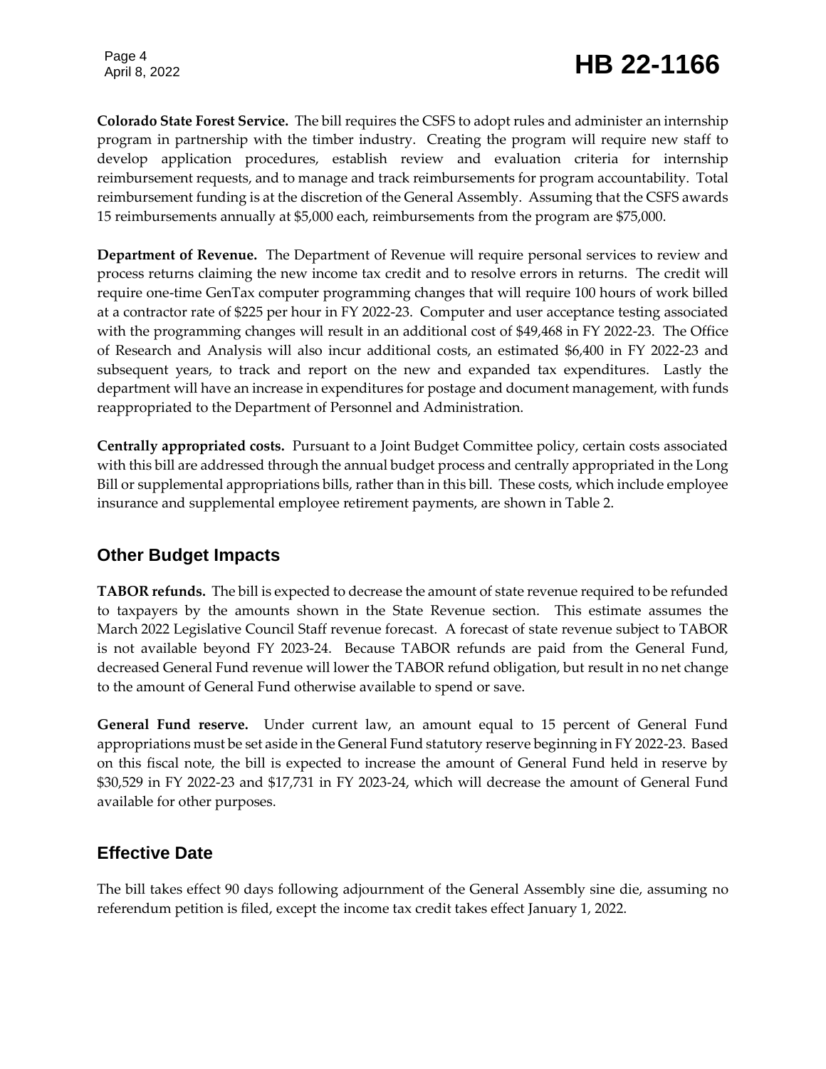**Colorado State Forest Service.** The bill requires the CSFS to adopt rules and administer an internship program in partnership with the timber industry. Creating the program will require new staff to develop application procedures, establish review and evaluation criteria for internship reimbursement requests, and to manage and track reimbursements for program accountability. Total reimbursement funding is at the discretion of the General Assembly. Assuming that the CSFS awards 15 reimbursements annually at $5,000 each, reimbursements from the program are $75,000.

**Department of Revenue.** The Department of Revenue will require personal services to review and process returns claiming the new income tax credit and to resolve errors in returns. The credit will require one-time GenTax computer programming changes that will require 100 hours of work billed at a contractor rate of $225 per hour in FY 2022-23. Computer and user acceptance testing associated with the programming changes will result in an additional cost of $49,468 in FY 2022-23. The Office of Research and Analysis will also incur additional costs, an estimated $6,400 in FY 2022-23 and subsequent years, to track and report on the new and expanded tax expenditures. Lastly the department will have an increase in expenditures for postage and document management, with funds reappropriated to the Department of Personnel and Administration.

**Centrally appropriated costs.** Pursuant to a Joint Budget Committee policy, certain costs associated with this bill are addressed through the annual budget process and centrally appropriated in the Long Bill or supplemental appropriations bills, rather than in this bill. These costs, which include employee insurance and supplemental employee retirement payments, are shown in Table 2.

## Other Budget Impacts

**TABOR refunds.** The bill is expected to decrease the amount of state revenue required to be refunded to taxpayers by the amounts shown in the State Revenue section. This estimate assumes the March 2022 Legislative Council Staff revenue forecast. A forecast of state revenue subject to TABOR is not available beyond FY 2023-24. Because TABOR refunds are paid from the General Fund, decreased General Fund revenue will lower the TABOR refund obligation, but result in no net change to the amount of General Fund otherwise available to spend or save.

**General Fund reserve.** Under current law, an amount equal to 15 percent of General Fund appropriations must be set aside in the General Fund statutory reserve beginning in FY 2022-23. Based on this fiscal note, the bill is expected to increase the amount of General Fund held in reserve by $30,529 in FY 2022-23 and $17,731 in FY 2023-24, which will decrease the amount of General Fund available for other purposes.

## Effective Date

The bill takes effect 90 days following adjournment of the General Assembly sine die, assuming no referendum petition is filed, except the income tax credit takes effect January 1, 2022.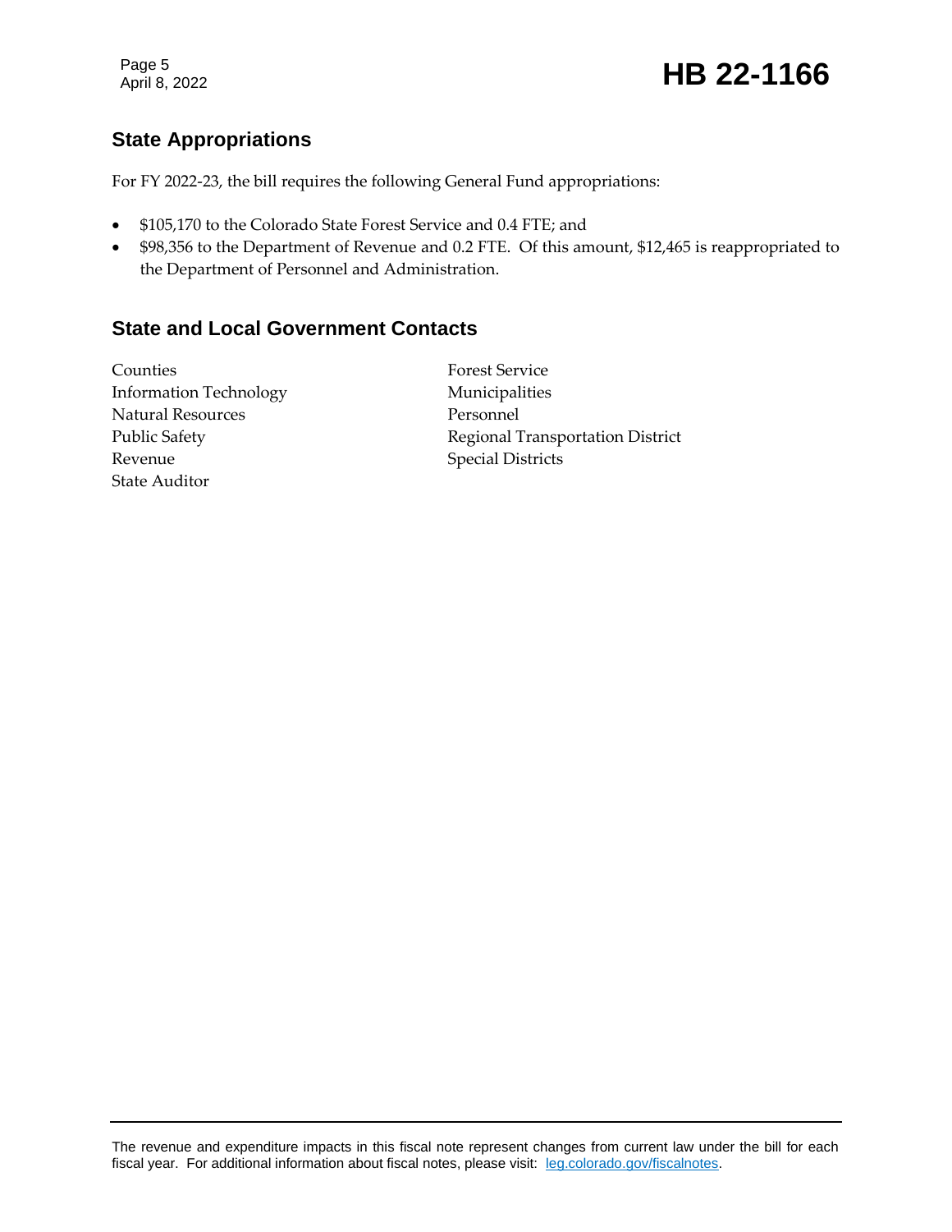## State Appropriations

For FY 2022-23, the bill requires the following General Fund appropriations:

- $105,170 to the Colorado State Forest Service and 0.4 FTE; and
- $98,356 to the Department of Revenue and 0.2 FTE. Of this amount, $12,465 is reappropriated to the Department of Personnel and Administration.

## State and Local Government Contacts

Counties
Information Technology
Natural Resources
Public Safety
Revenue
State Auditor
Forest Service
Municipalities
Personnel
Regional Transportation District
Special Districts

The revenue and expenditure impacts in this fiscal note represent changes from current law under the bill for each fiscal year. For additional information about fiscal notes, please visit: leg.colorado.gov/fiscalnotes.